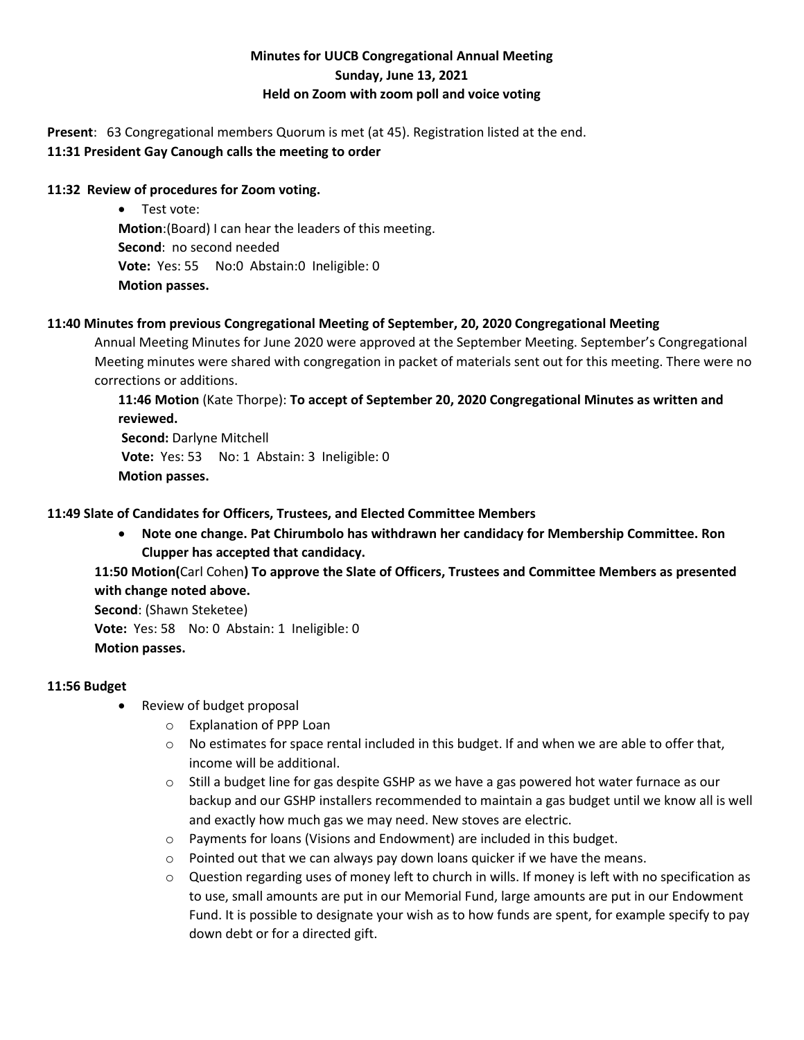**Minutes for UUCB Congregational Annual Meeting**
**Sunday, June 13, 2021**
**Held on Zoom with zoom poll and voice voting**

**Present**: 63 Congregational members Quorum is met (at 45). Registration listed at the end.

**11:31 President Gay Canough calls the meeting to order**

**11:32 Review of procedures for Zoom voting.**

- Test vote:

  **Motion**:(Board) I can hear the leaders of this meeting.
  **Second**: no second needed
  **Vote:** Yes: 55 No:0 Abstain:0 Ineligible: 0
  **Motion passes.**

**11:40 Minutes from previous Congregational Meeting of September, 20, 2020 Congregational Meeting**

Annual Meeting Minutes for June 2020 were approved at the September Meeting. September's Congregational Meeting minutes were shared with congregation in packet of materials sent out for this meeting. There were no corrections or additions.

**11:46 Motion** (Kate Thorpe): **To accept of September 20, 2020 Congregational Minutes as written and reviewed.**
**Second:** Darlyne Mitchell
**Vote:** Yes: 53 No: 1 Abstain: 3 Ineligible: 0
**Motion passes.**

**11:49 Slate of Candidates for Officers, Trustees, and Elected Committee Members**

- **Note one change. Pat Chirumbolo has withdrawn her candidacy for Membership Committee. Ron Clupper has accepted that candidacy.**

**11:50 Motion(**Carl Cohen**) To approve the Slate of Officers, Trustees and Committee Members as presented with change noted above.**
**Second**: (Shawn Steketee)
**Vote:** Yes: 58 No: 0 Abstain: 1 Ineligible: 0
**Motion passes.**

**11:56 Budget**

- Review of budget proposal
  - Explanation of PPP Loan
  - No estimates for space rental included in this budget. If and when we are able to offer that, income will be additional.
  - Still a budget line for gas despite GSHP as we have a gas powered hot water furnace as our backup and our GSHP installers recommended to maintain a gas budget until we know all is well and exactly how much gas we may need. New stoves are electric.
  - Payments for loans (Visions and Endowment) are included in this budget.
  - Pointed out that we can always pay down loans quicker if we have the means.
  - Question regarding uses of money left to church in wills. If money is left with no specification as to use, small amounts are put in our Memorial Fund, large amounts are put in our Endowment Fund. It is possible to designate your wish as to how funds are spent, for example specify to pay down debt or for a directed gift.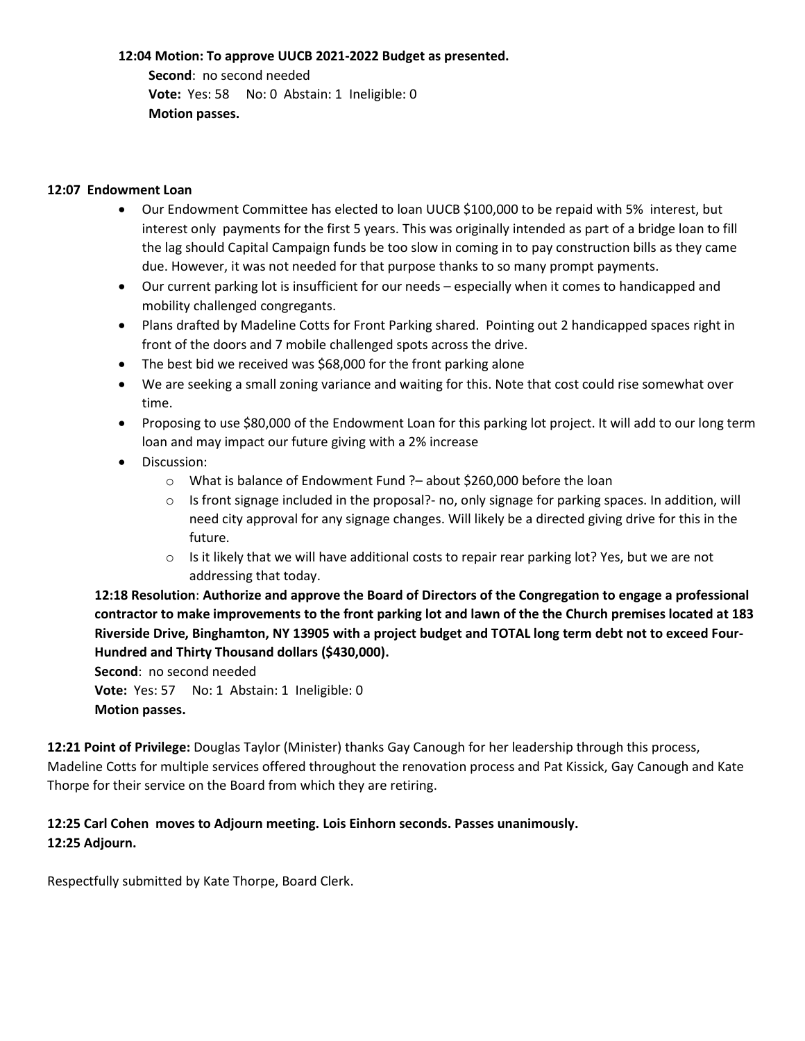**12:04 Motion: To approve UUCB 2021-2022 Budget as presented.**

**Second**: no second needed
**Vote:** Yes: 58 No: 0 Abstain: 1 Ineligible: 0
**Motion passes.**

**12:07 Endowment Loan**

- Our Endowment Committee has elected to loan UUCB $100,000 to be repaid with 5% interest, but interest only payments for the first 5 years. This was originally intended as part of a bridge loan to fill the lag should Capital Campaign funds be too slow in coming in to pay construction bills as they came due. However, it was not needed for that purpose thanks to so many prompt payments.
- Our current parking lot is insufficient for our needs – especially when it comes to handicapped and mobility challenged congregants.
- Plans drafted by Madeline Cotts for Front Parking shared. Pointing out 2 handicapped spaces right in front of the doors and 7 mobile challenged spots across the drive.
- The best bid we received was $68,000 for the front parking alone
- We are seeking a small zoning variance and waiting for this. Note that cost could rise somewhat over time.
- Proposing to use $80,000 of the Endowment Loan for this parking lot project. It will add to our long term loan and may impact our future giving with a 2% increase
- Discussion:
  - What is balance of Endowment Fund ?– about $260,000 before the loan
  - Is front signage included in the proposal?- no, only signage for parking spaces. In addition, will need city approval for any signage changes. Will likely be a directed giving drive for this in the future.
  - Is it likely that we will have additional costs to repair rear parking lot? Yes, but we are not addressing that today.

**12:18 Resolution**: **Authorize and approve the Board of Directors of the Congregation to engage a professional contractor to make improvements to the front parking lot and lawn of the the Church premises located at 183 Riverside Drive, Binghamton, NY 13905 with a project budget and TOTAL long term debt not to exceed Four-Hundred and Thirty Thousand dollars ($430,000).**

**Second**: no second needed
**Vote:** Yes: 57 No: 1 Abstain: 1 Ineligible: 0
**Motion passes.**

**12:21 Point of Privilege:** Douglas Taylor (Minister) thanks Gay Canough for her leadership through this process, Madeline Cotts for multiple services offered throughout the renovation process and Pat Kissick, Gay Canough and Kate Thorpe for their service on the Board from which they are retiring.

**12:25 Carl Cohen moves to Adjourn meeting. Lois Einhorn seconds. Passes unanimously.**
**12:25 Adjourn.**

Respectfully submitted by Kate Thorpe, Board Clerk.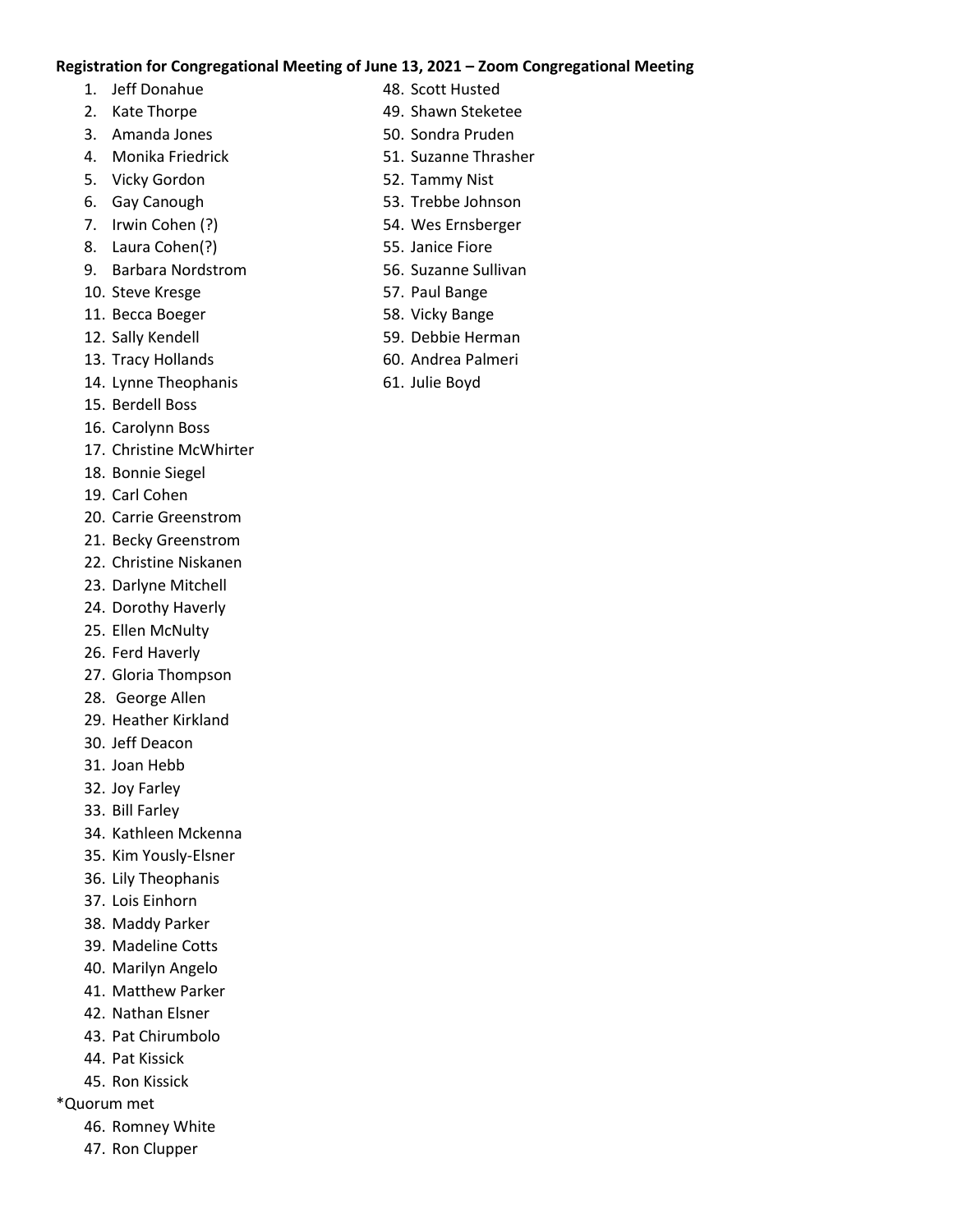**Registration for Congregational Meeting of June 13, 2021 – Zoom Congregational Meeting**

1. Jeff Donahue
2. Kate Thorpe
3. Amanda Jones
4. Monika Friedrick
5. Vicky Gordon
6. Gay Canough
7. Irwin Cohen (?)
8. Laura Cohen(?)
9. Barbara Nordstrom
10. Steve Kresge
11. Becca Boeger
12. Sally Kendell
13. Tracy Hollands
14. Lynne Theophanis
15. Berdell Boss
16. Carolynn Boss
17. Christine McWhirter
18. Bonnie Siegel
19. Carl Cohen
20. Carrie Greenstrom
21. Becky Greenstrom
22. Christine Niskanen
23. Darlyne Mitchell
24. Dorothy Haverly
25. Ellen McNulty
26. Ferd Haverly
27. Gloria Thompson
28. George Allen
29. Heather Kirkland
30. Jeff Deacon
31. Joan Hebb
32. Joy Farley
33. Bill Farley
34. Kathleen Mckenna
35. Kim Yously-Elsner
36. Lily Theophanis
37. Lois Einhorn
38. Maddy Parker
39. Madeline Cotts
40. Marilyn Angelo
41. Matthew Parker
42. Nathan Elsner
43. Pat Chirumbolo
44. Pat Kissick
45. Ron Kissick

*Quorum met

46. Romney White
47. Ron Clupper
48. Scott Husted
49. Shawn Steketee
50. Sondra Pruden
51. Suzanne Thrasher
52. Tammy Nist
53. Trebbe Johnson
54. Wes Ernsberger
55. Janice Fiore
56. Suzanne Sullivan
57. Paul Bange
58. Vicky Bange
59. Debbie Herman
60. Andrea Palmeri
61. Julie Boyd